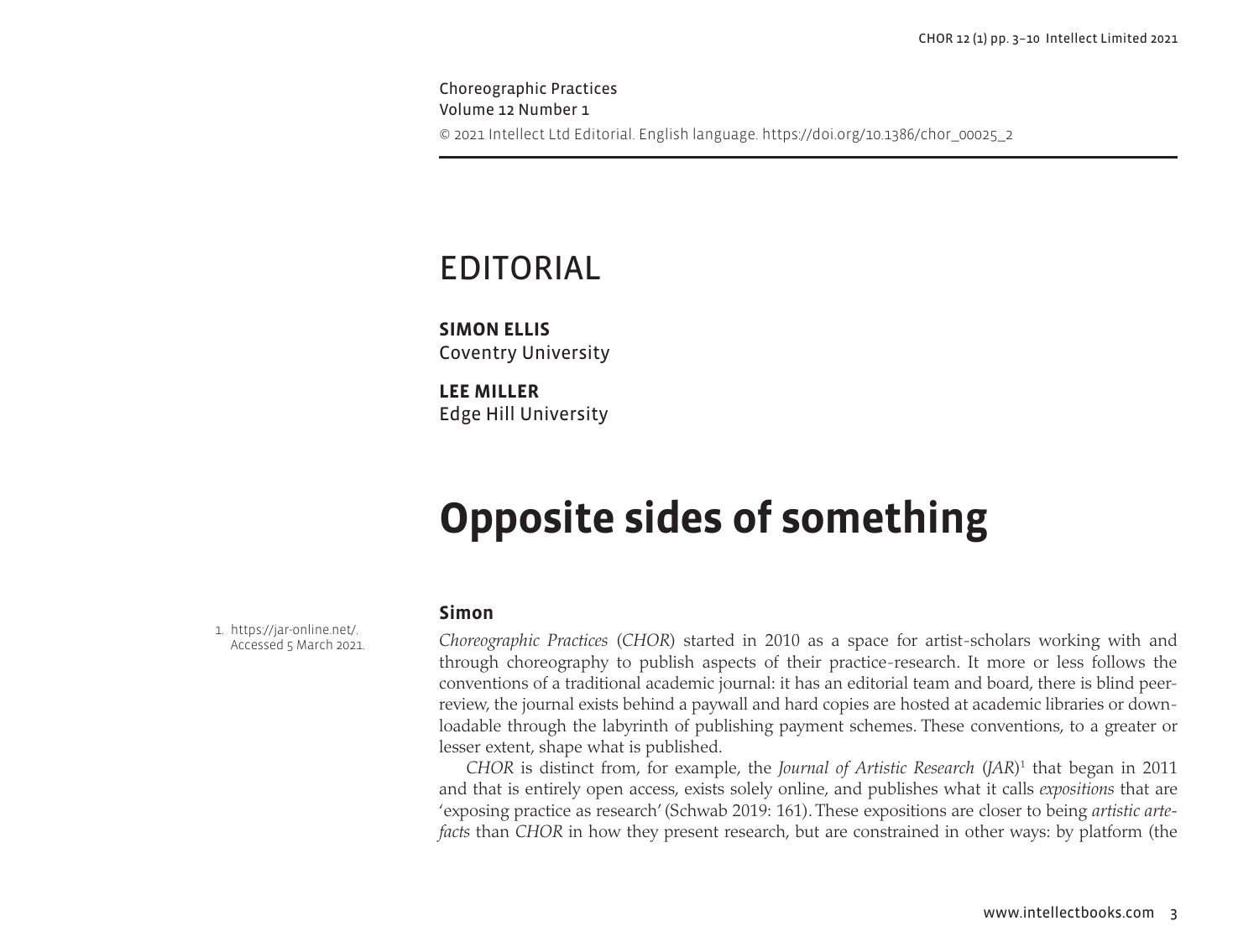Choreographic Practices
Volume 12 Number 1
© 2021 Intellect Ltd Editorial. English language. https://doi.org/10.1386/chor_00025_2

# EDITORIAL

**SIMON ELLIS**
Coventry University

**LEE MILLER**
Edge Hill University

# Opposite sides of something

## Simon

*Choreographic Practices* (*CHOR*) started in 2010 as a space for artist-scholars working with and through choreography to publish aspects of their practice-research. It more or less follows the conventions of a traditional academic journal: it has an editorial team and board, there is blind peer-review, the journal exists behind a paywall and hard copies are hosted at academic libraries or downloadable through the labyrinth of publishing payment schemes. These conventions, to a greater or lesser extent, shape what is published.

*CHOR* is distinct from, for example, the *Journal of Artistic Research* (*JAR*)[1] that began in 2011 and that is entirely open access, exists solely online, and publishes what it calls *expositions* that are 'exposing practice as research' (Schwab 2019: 161). These expositions are closer to being *artistic artefacts* than *CHOR* in how they present research, but are constrained in other ways: by platform (the

1. https://jar-online.net/. Accessed 5 March 2021.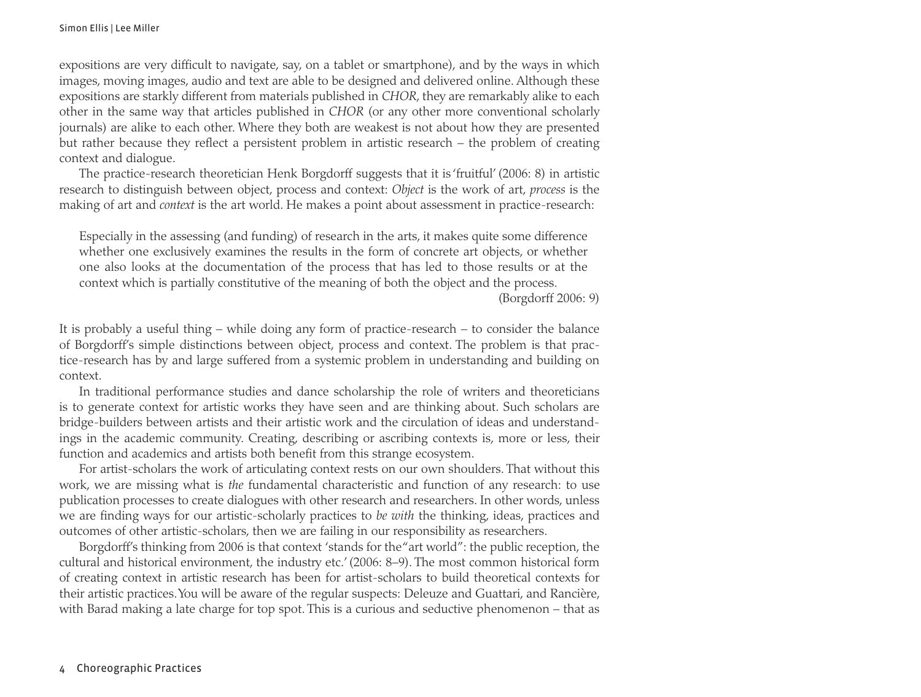expositions are very difficult to navigate, say, on a tablet or smartphone), and by the ways in which images, moving images, audio and text are able to be designed and delivered online. Although these expositions are starkly different from materials published in *CHOR*, they are remarkably alike to each other in the same way that articles published in *CHOR* (or any other more conventional scholarly journals) are alike to each other. Where they both are weakest is not about how they are presented but rather because they reflect a persistent problem in artistic research – the problem of creating context and dialogue.

The practice-research theoretician Henk Borgdorff suggests that it is 'fruitful' (2006: 8) in artistic research to distinguish between object, process and context: *Object* is the work of art, *process* is the making of art and *context* is the art world. He makes a point about assessment in practice-research:

> Especially in the assessing (and funding) of research in the arts, it makes quite some difference whether one exclusively examines the results in the form of concrete art objects, or whether one also looks at the documentation of the process that has led to those results or at the context which is partially constitutive of the meaning of both the object and the process.
> (Borgdorff 2006: 9)

It is probably a useful thing – while doing any form of practice-research – to consider the balance of Borgdorff's simple distinctions between object, process and context. The problem is that practice-research has by and large suffered from a systemic problem in understanding and building on context.

In traditional performance studies and dance scholarship the role of writers and theoreticians is to generate context for artistic works they have seen and are thinking about. Such scholars are bridge-builders between artists and their artistic work and the circulation of ideas and understandings in the academic community. Creating, describing or ascribing contexts is, more or less, their function and academics and artists both benefit from this strange ecosystem.

For artist-scholars the work of articulating context rests on our own shoulders. That without this work, we are missing what is *the* fundamental characteristic and function of any research: to use publication processes to create dialogues with other research and researchers. In other words, unless we are finding ways for our artistic-scholarly practices to *be with* the thinking, ideas, practices and outcomes of other artistic-scholars, then we are failing in our responsibility as researchers.

Borgdorff's thinking from 2006 is that context 'stands for the "art world": the public reception, the cultural and historical environment, the industry etc.' (2006: 8–9). The most common historical form of creating context in artistic research has been for artist-scholars to build theoretical contexts for their artistic practices. You will be aware of the regular suspects: Deleuze and Guattari, and Rancière, with Barad making a late charge for top spot. This is a curious and seductive phenomenon – that as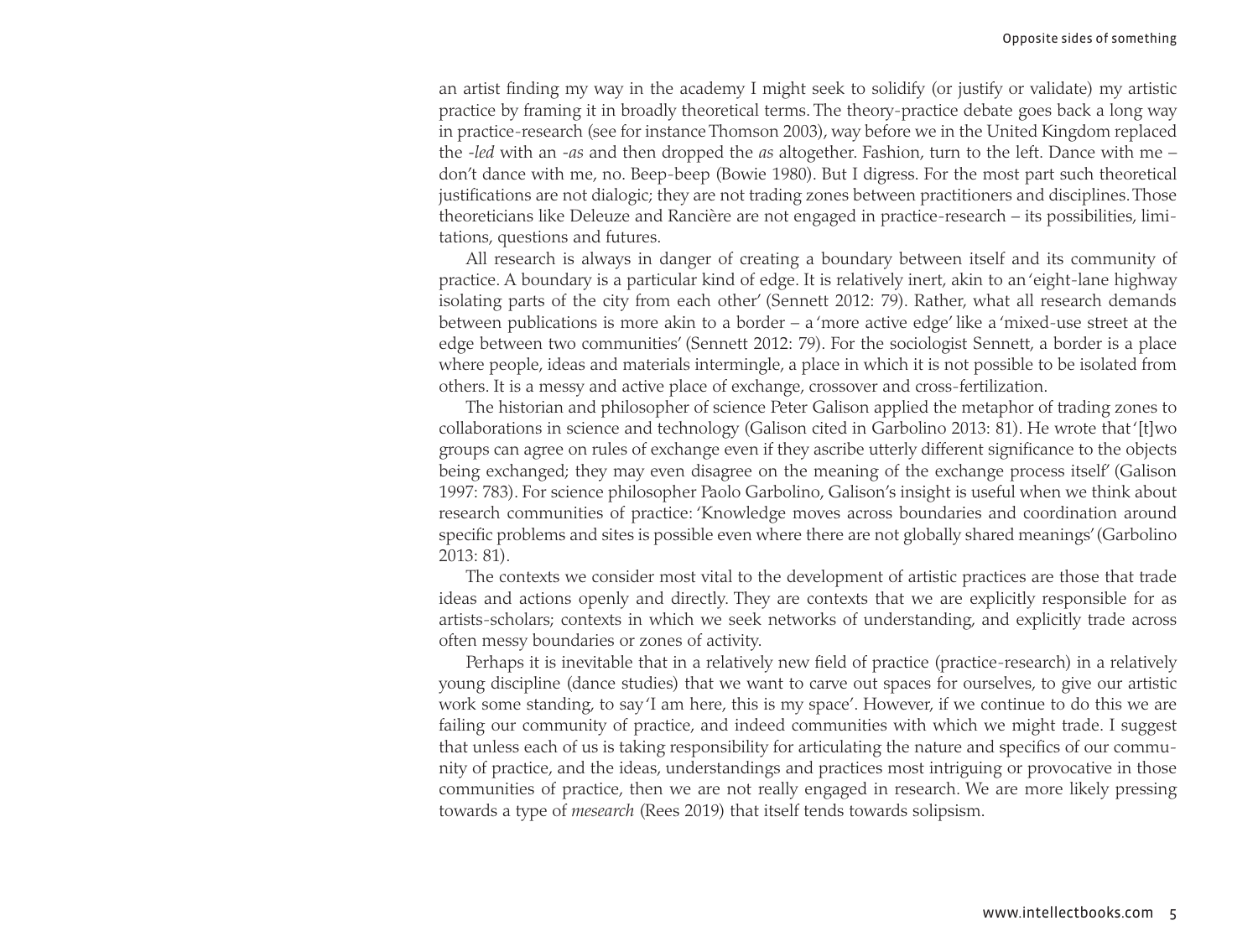an artist finding my way in the academy I might seek to solidify (or justify or validate) my artistic practice by framing it in broadly theoretical terms. The theory-practice debate goes back a long way in practice-research (see for instance Thomson 2003), way before we in the United Kingdom replaced the *-led* with an *-as* and then dropped the *as* altogether. Fashion, turn to the left. Dance with me – don't dance with me, no. Beep-beep (Bowie 1980). But I digress. For the most part such theoretical justifications are not dialogic; they are not trading zones between practitioners and disciplines. Those theoreticians like Deleuze and Rancière are not engaged in practice-research – its possibilities, limitations, questions and futures.

All research is always in danger of creating a boundary between itself and its community of practice. A boundary is a particular kind of edge. It is relatively inert, akin to an 'eight-lane highway isolating parts of the city from each other' (Sennett 2012: 79). Rather, what all research demands between publications is more akin to a border – a 'more active edge' like a 'mixed-use street at the edge between two communities' (Sennett 2012: 79). For the sociologist Sennett, a border is a place where people, ideas and materials intermingle, a place in which it is not possible to be isolated from others. It is a messy and active place of exchange, crossover and cross-fertilization.

The historian and philosopher of science Peter Galison applied the metaphor of trading zones to collaborations in science and technology (Galison cited in Garbolino 2013: 81). He wrote that '[t]wo groups can agree on rules of exchange even if they ascribe utterly different significance to the objects being exchanged; they may even disagree on the meaning of the exchange process itself' (Galison 1997: 783). For science philosopher Paolo Garbolino, Galison's insight is useful when we think about research communities of practice: 'Knowledge moves across boundaries and coordination around specific problems and sites is possible even where there are not globally shared meanings' (Garbolino 2013: 81).

The contexts we consider most vital to the development of artistic practices are those that trade ideas and actions openly and directly. They are contexts that we are explicitly responsible for as artists-scholars; contexts in which we seek networks of understanding, and explicitly trade across often messy boundaries or zones of activity.

Perhaps it is inevitable that in a relatively new field of practice (practice-research) in a relatively young discipline (dance studies) that we want to carve out spaces for ourselves, to give our artistic work some standing, to say 'I am here, this is my space'. However, if we continue to do this we are failing our community of practice, and indeed communities with which we might trade. I suggest that unless each of us is taking responsibility for articulating the nature and specifics of our community of practice, and the ideas, understandings and practices most intriguing or provocative in those communities of practice, then we are not really engaged in research. We are more likely pressing towards a type of *mesearch* (Rees 2019) that itself tends towards solipsism.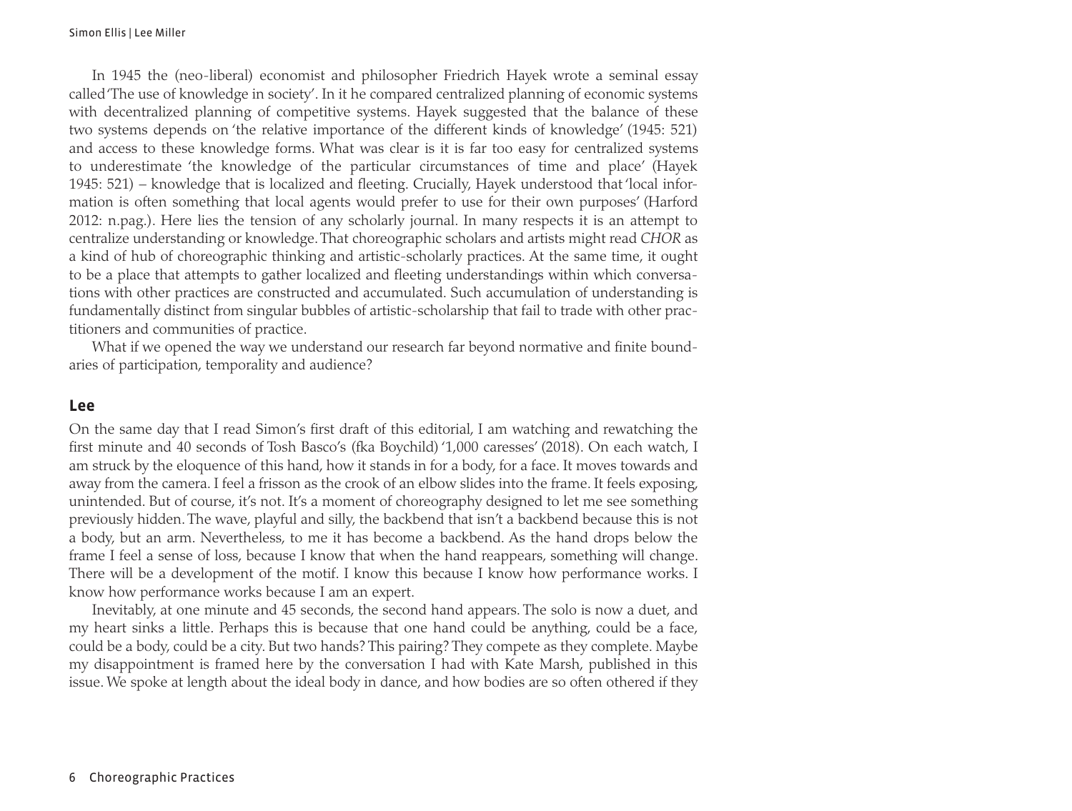In 1945 the (neo-liberal) economist and philosopher Friedrich Hayek wrote a seminal essay called 'The use of knowledge in society'. In it he compared centralized planning of economic systems with decentralized planning of competitive systems. Hayek suggested that the balance of these two systems depends on 'the relative importance of the different kinds of knowledge' (1945: 521) and access to these knowledge forms. What was clear is it is far too easy for centralized systems to underestimate 'the knowledge of the particular circumstances of time and place' (Hayek 1945: 521) – knowledge that is localized and fleeting. Crucially, Hayek understood that 'local information is often something that local agents would prefer to use for their own purposes' (Harford 2012: n.pag.). Here lies the tension of any scholarly journal. In many respects it is an attempt to centralize understanding or knowledge. That choreographic scholars and artists might read *CHOR* as a kind of hub of choreographic thinking and artistic-scholarly practices. At the same time, it ought to be a place that attempts to gather localized and fleeting understandings within which conversations with other practices are constructed and accumulated. Such accumulation of understanding is fundamentally distinct from singular bubbles of artistic-scholarship that fail to trade with other practitioners and communities of practice.

What if we opened the way we understand our research far beyond normative and finite boundaries of participation, temporality and audience?

## Lee

On the same day that I read Simon's first draft of this editorial, I am watching and rewatching the first minute and 40 seconds of Tosh Basco's (fka Boychild) '1,000 caresses' (2018). On each watch, I am struck by the eloquence of this hand, how it stands in for a body, for a face. It moves towards and away from the camera. I feel a frisson as the crook of an elbow slides into the frame. It feels exposing, unintended. But of course, it's not. It's a moment of choreography designed to let me see something previously hidden. The wave, playful and silly, the backbend that isn't a backbend because this is not a body, but an arm. Nevertheless, to me it has become a backbend. As the hand drops below the frame I feel a sense of loss, because I know that when the hand reappears, something will change. There will be a development of the motif. I know this because I know how performance works. I know how performance works because I am an expert.

Inevitably, at one minute and 45 seconds, the second hand appears. The solo is now a duet, and my heart sinks a little. Perhaps this is because that one hand could be anything, could be a face, could be a body, could be a city. But two hands? This pairing? They compete as they complete. Maybe my disappointment is framed here by the conversation I had with Kate Marsh, published in this issue. We spoke at length about the ideal body in dance, and how bodies are so often othered if they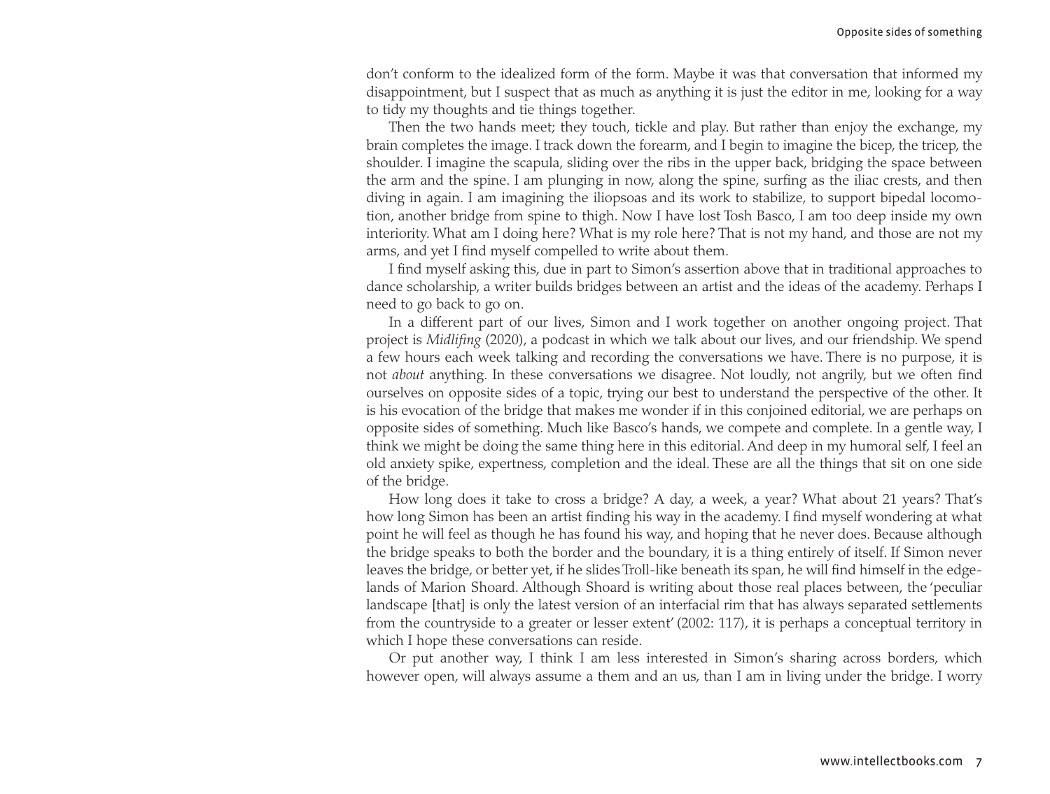don't conform to the idealized form of the form. Maybe it was that conversation that informed my disappointment, but I suspect that as much as anything it is just the editor in me, looking for a way to tidy my thoughts and tie things together.

Then the two hands meet; they touch, tickle and play. But rather than enjoy the exchange, my brain completes the image. I track down the forearm, and I begin to imagine the bicep, the tricep, the shoulder. I imagine the scapula, sliding over the ribs in the upper back, bridging the space between the arm and the spine. I am plunging in now, along the spine, surfing as the iliac crests, and then diving in again. I am imagining the iliopsoas and its work to stabilize, to support bipedal locomotion, another bridge from spine to thigh. Now I have lost Tosh Basco, I am too deep inside my own interiority. What am I doing here? What is my role here? That is not my hand, and those are not my arms, and yet I find myself compelled to write about them.

I find myself asking this, due in part to Simon's assertion above that in traditional approaches to dance scholarship, a writer builds bridges between an artist and the ideas of the academy. Perhaps I need to go back to go on.

In a different part of our lives, Simon and I work together on another ongoing project. That project is *Midlifing* (2020), a podcast in which we talk about our lives, and our friendship. We spend a few hours each week talking and recording the conversations we have. There is no purpose, it is not *about* anything. In these conversations we disagree. Not loudly, not angrily, but we often find ourselves on opposite sides of a topic, trying our best to understand the perspective of the other. It is his evocation of the bridge that makes me wonder if in this conjoined editorial, we are perhaps on opposite sides of something. Much like Basco's hands, we compete and complete. In a gentle way, I think we might be doing the same thing here in this editorial. And deep in my humoral self, I feel an old anxiety spike, expertness, completion and the ideal. These are all the things that sit on one side of the bridge.

How long does it take to cross a bridge? A day, a week, a year? What about 21 years? That's how long Simon has been an artist finding his way in the academy. I find myself wondering at what point he will feel as though he has found his way, and hoping that he never does. Because although the bridge speaks to both the border and the boundary, it is a thing entirely of itself. If Simon never leaves the bridge, or better yet, if he slides Troll-like beneath its span, he will find himself in the edgelands of Marion Shoard. Although Shoard is writing about those real places between, the 'peculiar landscape [that] is only the latest version of an interfacial rim that has always separated settlements from the countryside to a greater or lesser extent' (2002: 117), it is perhaps a conceptual territory in which I hope these conversations can reside.

Or put another way, I think I am less interested in Simon's sharing across borders, which however open, will always assume a them and an us, than I am in living under the bridge. I worry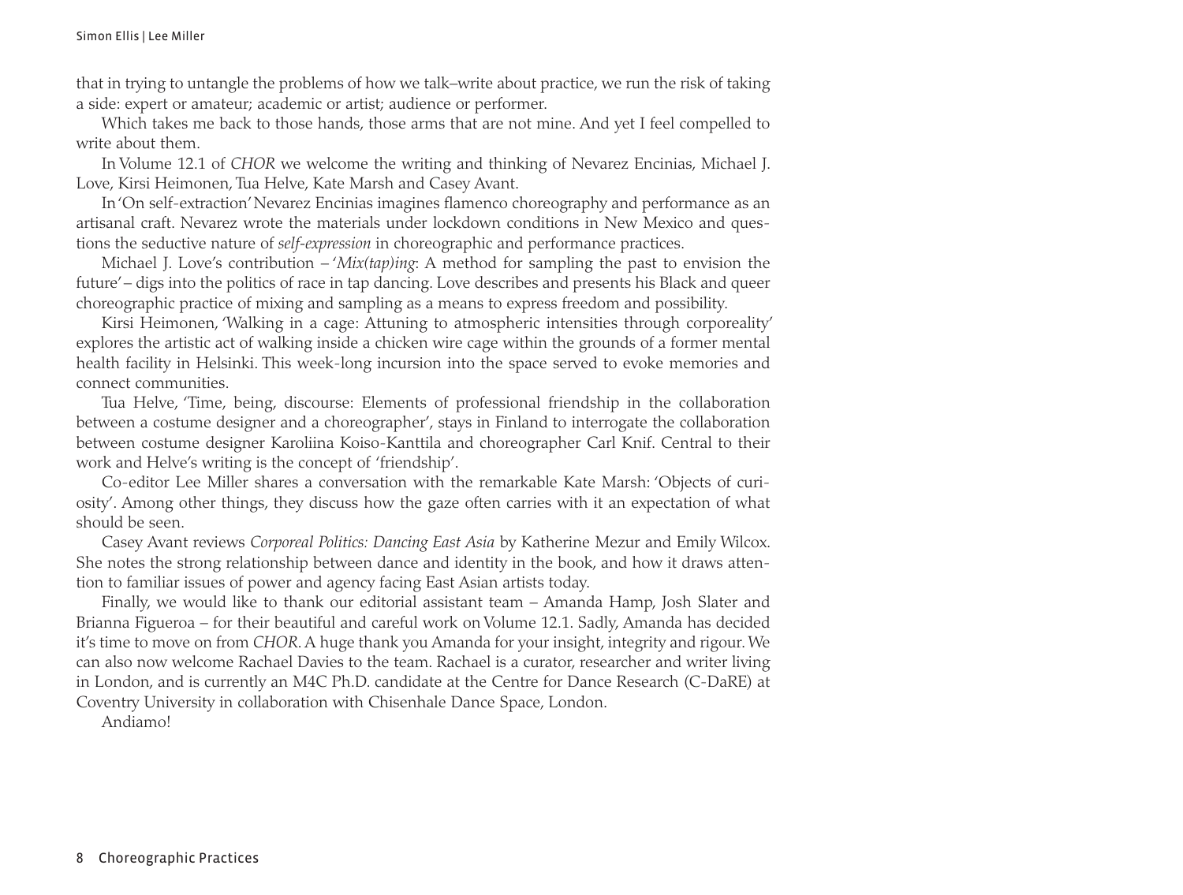that in trying to untangle the problems of how we talk–write about practice, we run the risk of taking a side: expert or amateur; academic or artist; audience or performer.

Which takes me back to those hands, those arms that are not mine. And yet I feel compelled to write about them.

In Volume 12.1 of *CHOR* we welcome the writing and thinking of Nevarez Encinias, Michael J. Love, Kirsi Heimonen, Tua Helve, Kate Marsh and Casey Avant.

In 'On self-extraction' Nevarez Encinias imagines flamenco choreography and performance as an artisanal craft. Nevarez wrote the materials under lockdown conditions in New Mexico and questions the seductive nature of *self-expression* in choreographic and performance practices.

Michael J. Love's contribution – '*Mix(tap)ing*: A method for sampling the past to envision the future' – digs into the politics of race in tap dancing. Love describes and presents his Black and queer choreographic practice of mixing and sampling as a means to express freedom and possibility.

Kirsi Heimonen, 'Walking in a cage: Attuning to atmospheric intensities through corporeality' explores the artistic act of walking inside a chicken wire cage within the grounds of a former mental health facility in Helsinki. This week-long incursion into the space served to evoke memories and connect communities.

Tua Helve, 'Time, being, discourse: Elements of professional friendship in the collaboration between a costume designer and a choreographer', stays in Finland to interrogate the collaboration between costume designer Karoliina Koiso-Kanttila and choreographer Carl Knif. Central to their work and Helve's writing is the concept of 'friendship'.

Co-editor Lee Miller shares a conversation with the remarkable Kate Marsh: 'Objects of curiosity'. Among other things, they discuss how the gaze often carries with it an expectation of what should be seen.

Casey Avant reviews *Corporeal Politics: Dancing East Asia* by Katherine Mezur and Emily Wilcox. She notes the strong relationship between dance and identity in the book, and how it draws attention to familiar issues of power and agency facing East Asian artists today.

Finally, we would like to thank our editorial assistant team – Amanda Hamp, Josh Slater and Brianna Figueroa – for their beautiful and careful work on Volume 12.1. Sadly, Amanda has decided it's time to move on from *CHOR*. A huge thank you Amanda for your insight, integrity and rigour. We can also now welcome Rachael Davies to the team. Rachael is a curator, researcher and writer living in London, and is currently an M4C Ph.D. candidate at the Centre for Dance Research (C-DaRE) at Coventry University in collaboration with Chisenhale Dance Space, London.

Andiamo!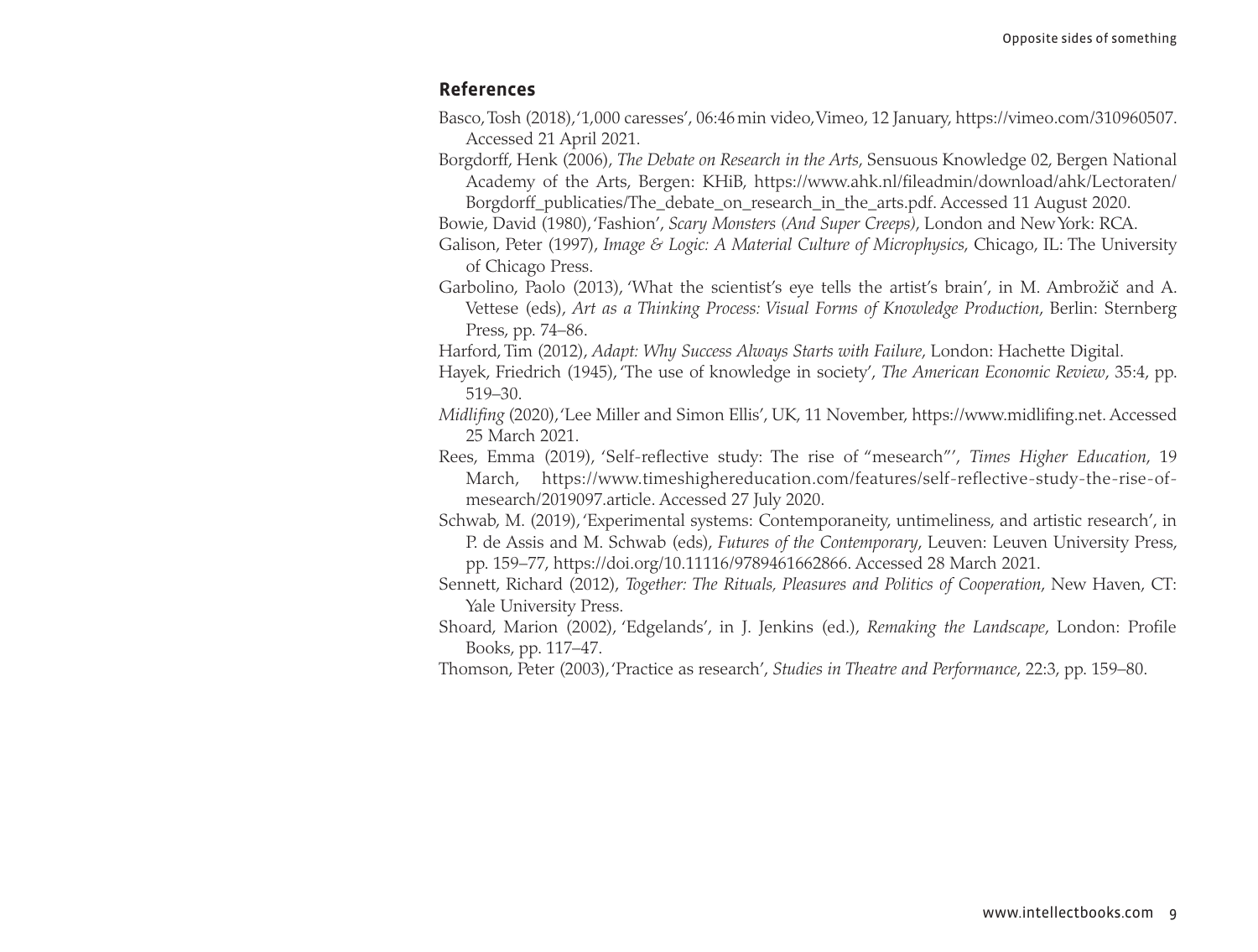## References

Basco, Tosh (2018), '1,000 caresses', 06:46 min video, Vimeo, 12 January, https://vimeo.com/310960507. Accessed 21 April 2021.

Borgdorff, Henk (2006), *The Debate on Research in the Arts*, Sensuous Knowledge 02, Bergen National Academy of the Arts, Bergen: KHiB, https://www.ahk.nl/fileadmin/download/ahk/Lectoraten/Borgdorff_publicaties/The_debate_on_research_in_the_arts.pdf. Accessed 11 August 2020.

Bowie, David (1980), 'Fashion', *Scary Monsters (And Super Creeps)*, London and New York: RCA.

Galison, Peter (1997), *Image & Logic: A Material Culture of Microphysics*, Chicago, IL: The University of Chicago Press.

Garbolino, Paolo (2013), 'What the scientist's eye tells the artist's brain', in M. Ambrožič and A. Vettese (eds), *Art as a Thinking Process: Visual Forms of Knowledge Production*, Berlin: Sternberg Press, pp. 74–86.

Harford, Tim (2012), *Adapt: Why Success Always Starts with Failure*, London: Hachette Digital.

Hayek, Friedrich (1945), 'The use of knowledge in society', *The American Economic Review*, 35:4, pp. 519–30.

*Midlifing* (2020), 'Lee Miller and Simon Ellis', UK, 11 November, https://www.midlifing.net. Accessed 25 March 2021.

Rees, Emma (2019), 'Self-reflective study: The rise of "mesearch"', *Times Higher Education*, 19 March, https://www.timeshighereducation.com/features/self-reflective-study-the-rise-of-mesearch/2019097.article. Accessed 27 July 2020.

Schwab, M. (2019), 'Experimental systems: Contemporaneity, untimeliness, and artistic research', in P. de Assis and M. Schwab (eds), *Futures of the Contemporary*, Leuven: Leuven University Press, pp. 159–77, https://doi.org/10.11116/9789461662866. Accessed 28 March 2021.

Sennett, Richard (2012), *Together: The Rituals, Pleasures and Politics of Cooperation*, New Haven, CT: Yale University Press.

Shoard, Marion (2002), 'Edgelands', in J. Jenkins (ed.), *Remaking the Landscape*, London: Profile Books, pp. 117–47.

Thomson, Peter (2003), 'Practice as research', *Studies in Theatre and Performance*, 22:3, pp. 159–80.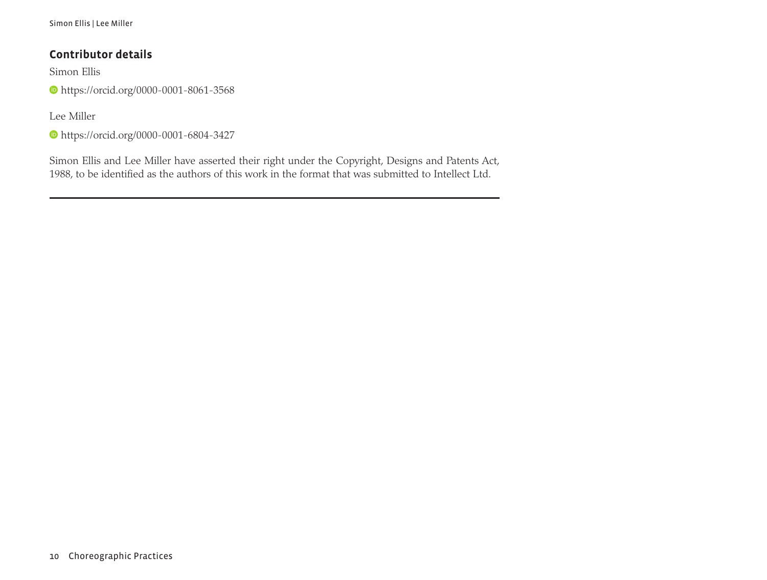## Contributor details

Simon Ellis

https://orcid.org/0000-0001-8061-3568

Lee Miller

https://orcid.org/0000-0001-6804-3427

Simon Ellis and Lee Miller have asserted their right under the Copyright, Designs and Patents Act, 1988, to be identified as the authors of this work in the format that was submitted to Intellect Ltd.